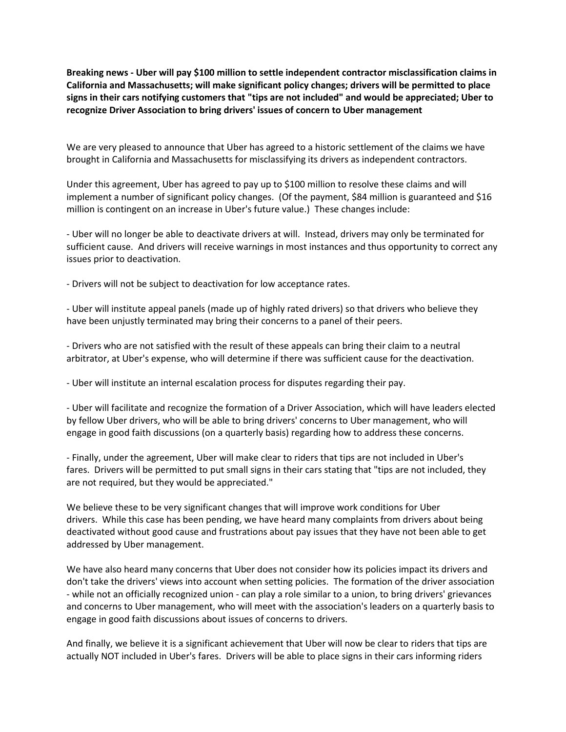**Breaking news - Uber will pay $100 million to settle independent contractor misclassification claims in California and Massachusetts; will make significant policy changes; drivers will be permitted to place signs in their cars notifying customers that "tips are not included" and would be appreciated; Uber to recognize Driver Association to bring drivers' issues of concern to Uber management**

We are very pleased to announce that Uber has agreed to a historic settlement of the claims we have brought in California and Massachusetts for misclassifying its drivers as independent contractors.

Under this agreement, Uber has agreed to pay up to $100 million to resolve these claims and will implement a number of significant policy changes. (Of the payment, $84 million is guaranteed and $16 million is contingent on an increase in Uber's future value.) These changes include:

- Uber will no longer be able to deactivate drivers at will. Instead, drivers may only be terminated for sufficient cause. And drivers will receive warnings in most instances and thus opportunity to correct any issues prior to deactivation.

- Drivers will not be subject to deactivation for low acceptance rates.

- Uber will institute appeal panels (made up of highly rated drivers) so that drivers who believe they have been unjustly terminated may bring their concerns to a panel of their peers.

- Drivers who are not satisfied with the result of these appeals can bring their claim to a neutral arbitrator, at Uber's expense, who will determine if there was sufficient cause for the deactivation.

- Uber will institute an internal escalation process for disputes regarding their pay.

- Uber will facilitate and recognize the formation of a Driver Association, which will have leaders elected by fellow Uber drivers, who will be able to bring drivers' concerns to Uber management, who will engage in good faith discussions (on a quarterly basis) regarding how to address these concerns.

- Finally, under the agreement, Uber will make clear to riders that tips are not included in Uber's fares. Drivers will be permitted to put small signs in their cars stating that "tips are not included, they are not required, but they would be appreciated."

We believe these to be very significant changes that will improve work conditions for Uber drivers. While this case has been pending, we have heard many complaints from drivers about being deactivated without good cause and frustrations about pay issues that they have not been able to get addressed by Uber management.

We have also heard many concerns that Uber does not consider how its policies impact its drivers and don't take the drivers' views into account when setting policies. The formation of the driver association - while not an officially recognized union - can play a role similar to a union, to bring drivers' grievances and concerns to Uber management, who will meet with the association's leaders on a quarterly basis to engage in good faith discussions about issues of concerns to drivers.

And finally, we believe it is a significant achievement that Uber will now be clear to riders that tips are actually NOT included in Uber's fares. Drivers will be able to place signs in their cars informing riders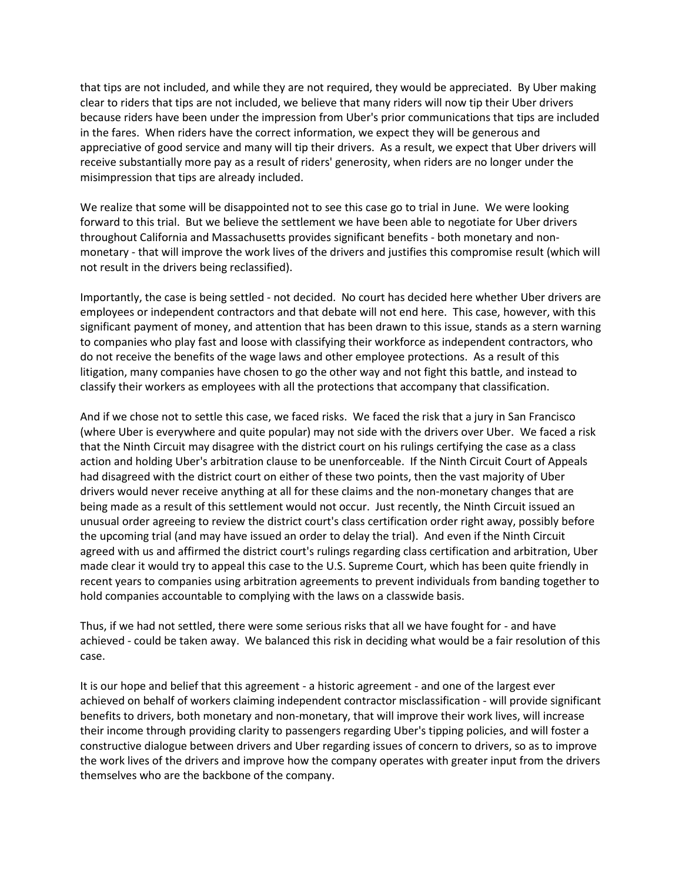that tips are not included, and while they are not required, they would be appreciated. By Uber making clear to riders that tips are not included, we believe that many riders will now tip their Uber drivers because riders have been under the impression from Uber's prior communications that tips are included in the fares. When riders have the correct information, we expect they will be generous and appreciative of good service and many will tip their drivers. As a result, we expect that Uber drivers will receive substantially more pay as a result of riders' generosity, when riders are no longer under the misimpression that tips are already included.

We realize that some will be disappointed not to see this case go to trial in June. We were looking forward to this trial. But we believe the settlement we have been able to negotiate for Uber drivers throughout California and Massachusetts provides significant benefits - both monetary and non-monetary - that will improve the work lives of the drivers and justifies this compromise result (which will not result in the drivers being reclassified).

Importantly, the case is being settled - not decided. No court has decided here whether Uber drivers are employees or independent contractors and that debate will not end here. This case, however, with this significant payment of money, and attention that has been drawn to this issue, stands as a stern warning to companies who play fast and loose with classifying their workforce as independent contractors, who do not receive the benefits of the wage laws and other employee protections. As a result of this litigation, many companies have chosen to go the other way and not fight this battle, and instead to classify their workers as employees with all the protections that accompany that classification.

And if we chose not to settle this case, we faced risks. We faced the risk that a jury in San Francisco (where Uber is everywhere and quite popular) may not side with the drivers over Uber. We faced a risk that the Ninth Circuit may disagree with the district court on his rulings certifying the case as a class action and holding Uber's arbitration clause to be unenforceable. If the Ninth Circuit Court of Appeals had disagreed with the district court on either of these two points, then the vast majority of Uber drivers would never receive anything at all for these claims and the non-monetary changes that are being made as a result of this settlement would not occur. Just recently, the Ninth Circuit issued an unusual order agreeing to review the district court's class certification order right away, possibly before the upcoming trial (and may have issued an order to delay the trial). And even if the Ninth Circuit agreed with us and affirmed the district court's rulings regarding class certification and arbitration, Uber made clear it would try to appeal this case to the U.S. Supreme Court, which has been quite friendly in recent years to companies using arbitration agreements to prevent individuals from banding together to hold companies accountable to complying with the laws on a classwide basis.

Thus, if we had not settled, there were some serious risks that all we have fought for - and have achieved - could be taken away. We balanced this risk in deciding what would be a fair resolution of this case.

It is our hope and belief that this agreement - a historic agreement - and one of the largest ever achieved on behalf of workers claiming independent contractor misclassification - will provide significant benefits to drivers, both monetary and non-monetary, that will improve their work lives, will increase their income through providing clarity to passengers regarding Uber's tipping policies, and will foster a constructive dialogue between drivers and Uber regarding issues of concern to drivers, so as to improve the work lives of the drivers and improve how the company operates with greater input from the drivers themselves who are the backbone of the company.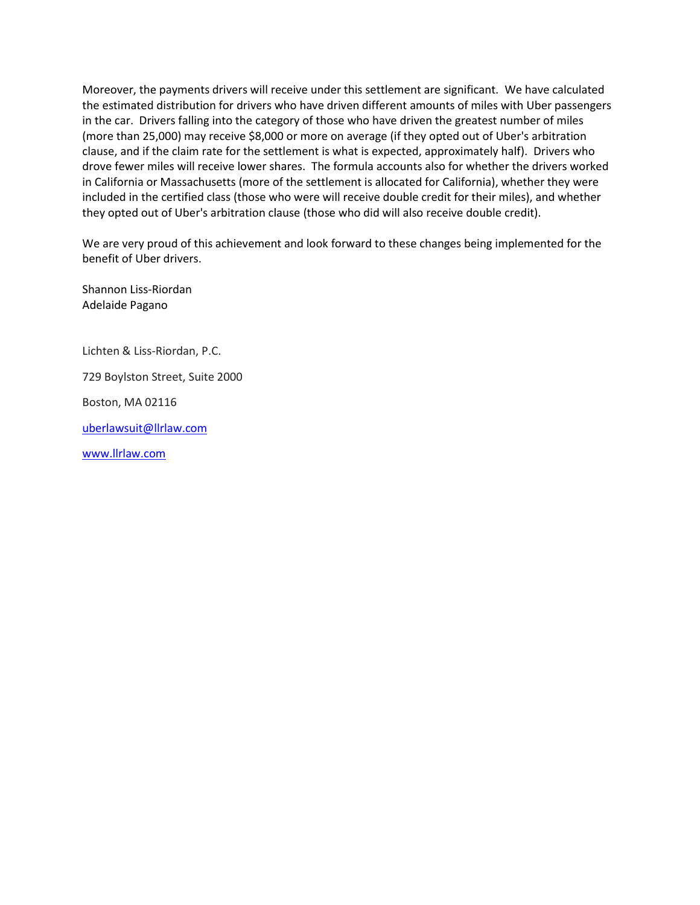Moreover, the payments drivers will receive under this settlement are significant. We have calculated the estimated distribution for drivers who have driven different amounts of miles with Uber passengers in the car. Drivers falling into the category of those who have driven the greatest number of miles (more than 25,000) may receive $8,000 or more on average (if they opted out of Uber's arbitration clause, and if the claim rate for the settlement is what is expected, approximately half). Drivers who drove fewer miles will receive lower shares. The formula accounts also for whether the drivers worked in California or Massachusetts (more of the settlement is allocated for California), whether they were included in the certified class (those who were will receive double credit for their miles), and whether they opted out of Uber's arbitration clause (those who did will also receive double credit).

We are very proud of this achievement and look forward to these changes being implemented for the benefit of Uber drivers.

Shannon Liss-Riordan
Adelaide Pagano

Lichten & Liss-Riordan, P.C.

729 Boylston Street, Suite 2000

Boston, MA 02116

uberlawsuit@llrlaw.com

www.llrlaw.com